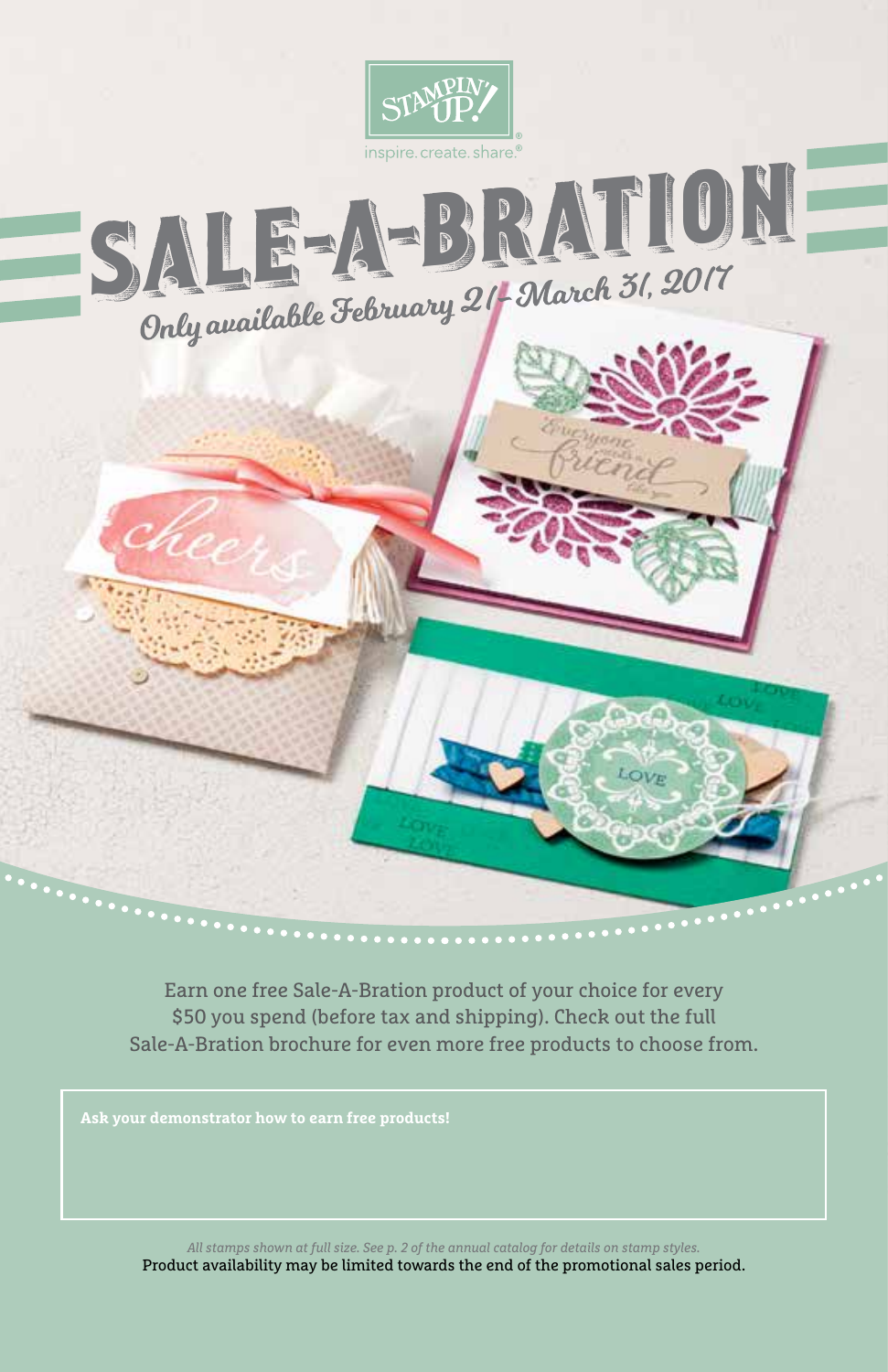STAMPIN' UP!

inspire. create. share.®

# SALE-A-BRATION

*Only available February 21– March 31, 2017*

Earn one free Sale-A-Bration product of your choice for every $50 you spend (before tax and shipping). Check out the full Sale-A-Bration brochure for even more free products to choose from.

**Ask your demonstrator how to earn free products!**

*All stamps shown at full size. See p. 2 of the annual catalog for details on stamp styles.*

Product availability may be limited towards the end of the promotional sales period.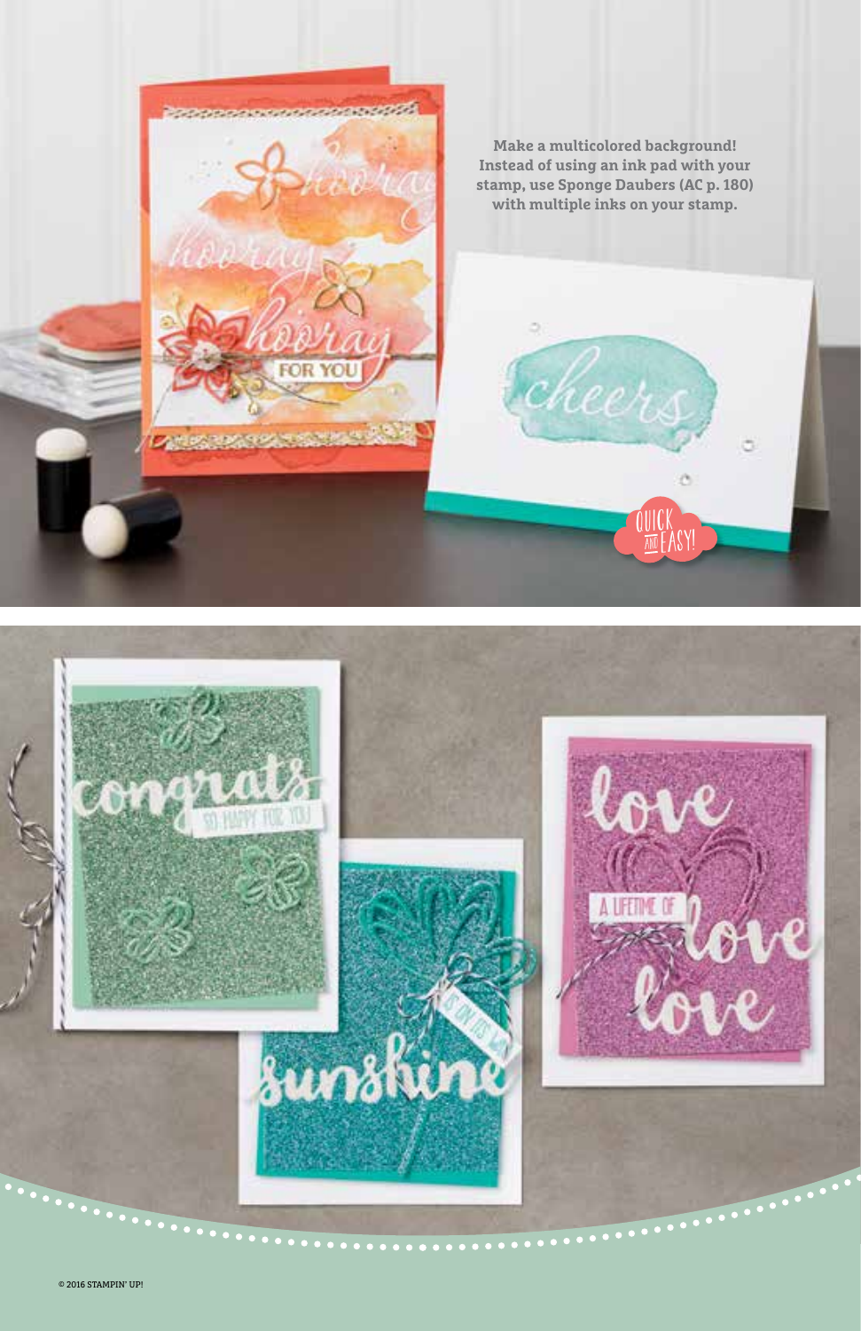**Make a multicolored background! Instead of using an ink pad with your stamp, use Sponge Daubers (AC p. 180) with multiple inks on your stamp.**

© 2016 STAMPIN' UP!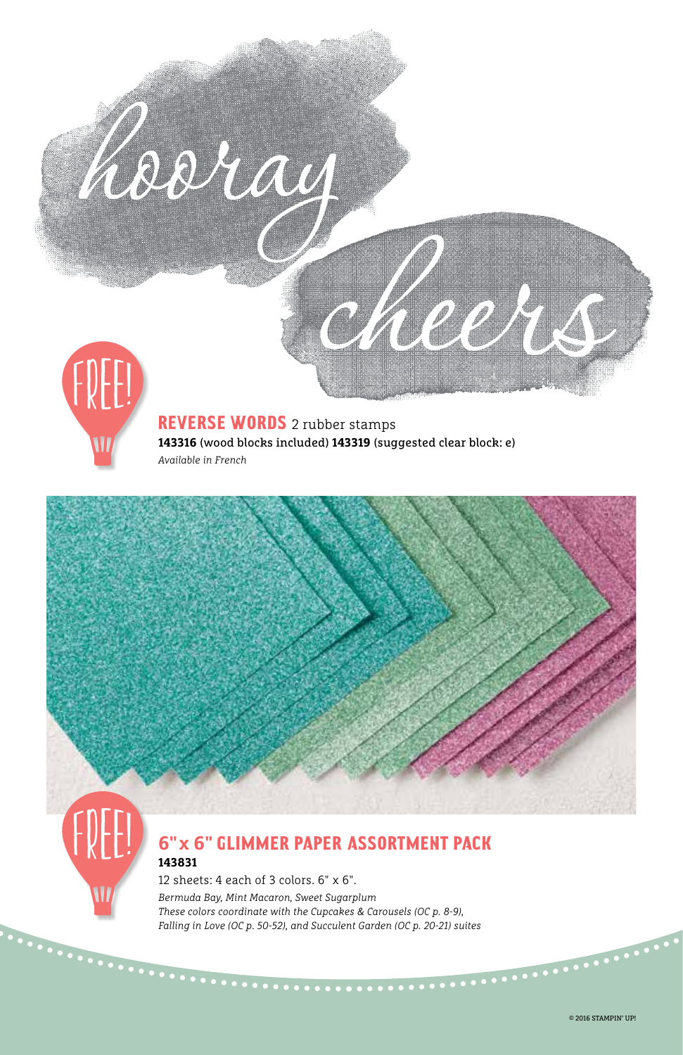hooray

cheers

FREE!

**REVERSE WORDS** 2 rubber stamps
**143316** (wood blocks included) **143319** (suggested clear block: e)
*Available in French*

FREE!

## 6" x 6" GLIMMER PAPER ASSORTMENT PACK

**143831**

12 sheets: 4 each of 3 colors. 6" x 6".

*Bermuda Bay, Mint Macaron, Sweet Sugarplum*
*These colors coordinate with the Cupcakes & Carousels (OC p. 8-9), Falling in Love (OC p. 50-52), and Succulent Garden (OC p. 20-21) suites*

© 2016 STAMPIN' UP!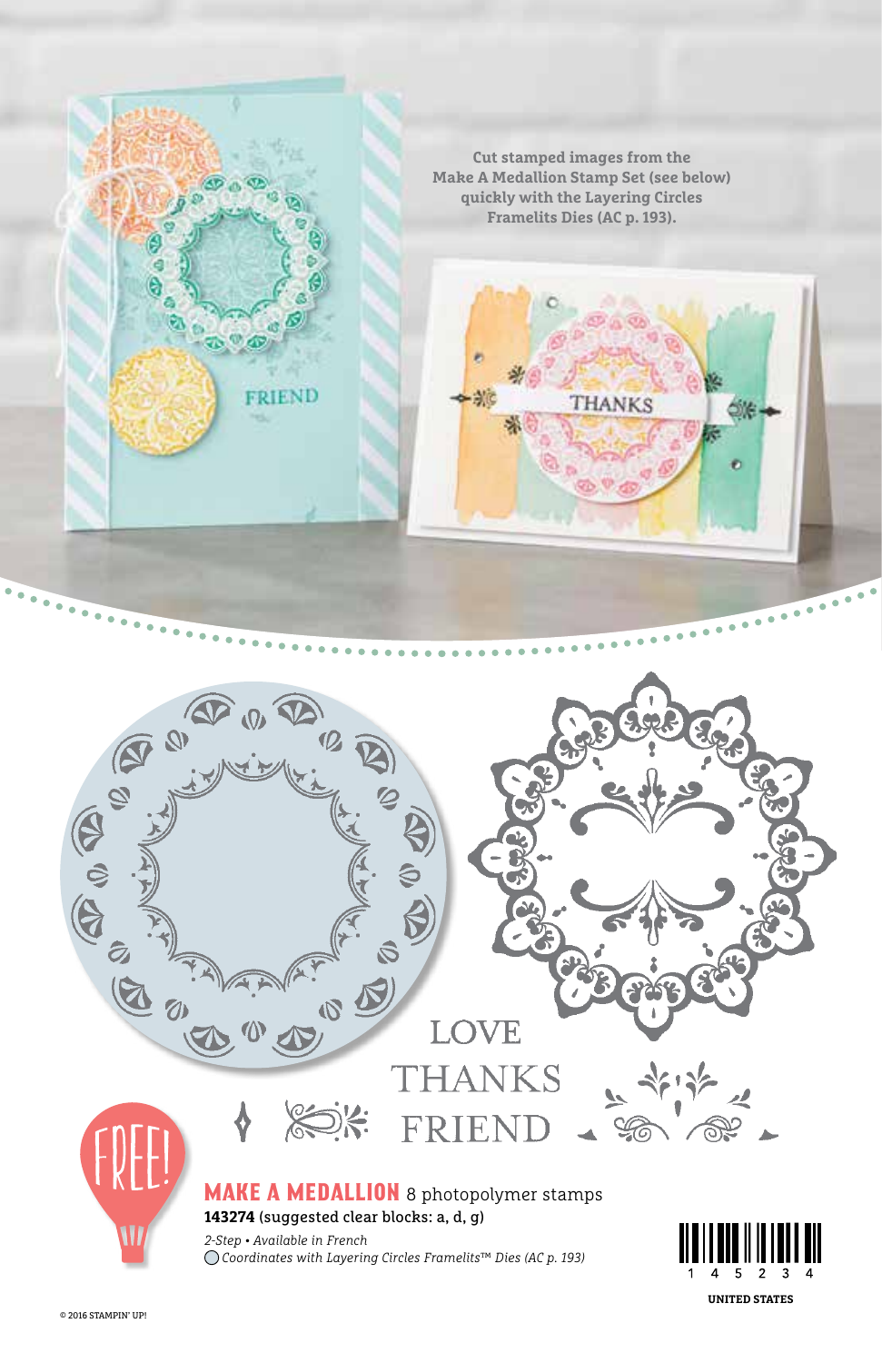Cut stamped images from the Make A Medallion Stamp Set (see below) quickly with the Layering Circles Framelits Dies (AC p. 193).

FREE!

## MAKE A MEDALLION 8 photopolymer stamps

**143274** (suggested clear blocks: a, d, g)

*2-Step • Available in French*

*Coordinates with Layering Circles Framelits™ Dies (AC p. 193)*

1 4 5 2 3 4

UNITED STATES

© 2016 STAMPIN' UP!